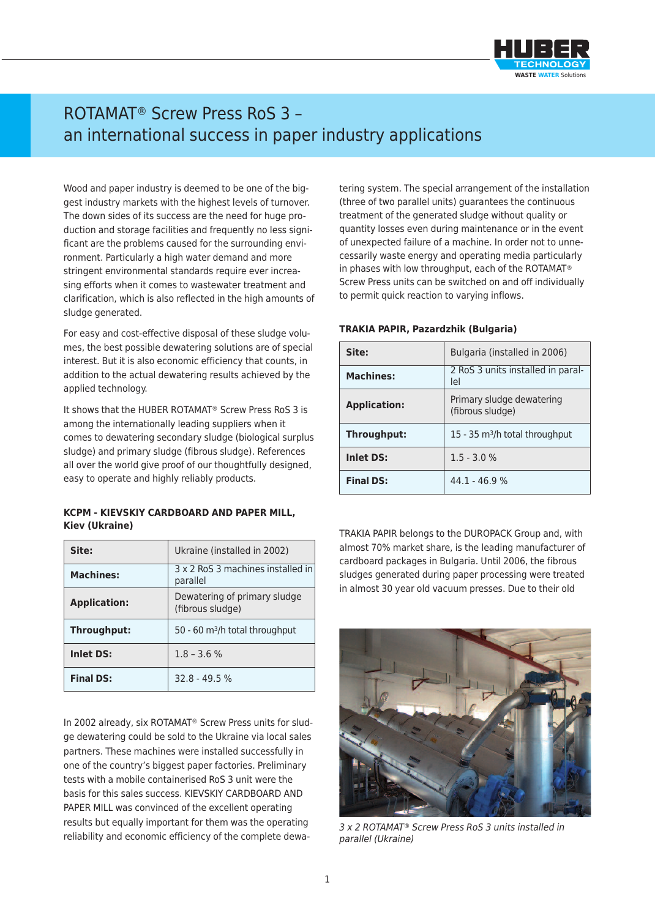# ROTAMAT® Screw Press RoS 3 – an international success in paper industry applications

Wood and paper industry is deemed to be one of the biggest industry markets with the highest levels of turnover. The down sides of its success are the need for huge production and storage facilities and frequently no less significant are the problems caused for the surrounding environment. Particularly a high water demand and more stringent environmental standards require ever increasing efforts when it comes to wastewater treatment and clarification, which is also reflected in the high amounts of sludge generated.

For easy and cost-effective disposal of these sludge volumes, the best possible dewatering solutions are of special interest. But it is also economic efficiency that counts, in addition to the actual dewatering results achieved by the applied technology.

It shows that the HUBER ROTAMAT® Screw Press RoS 3 is among the internationally leading suppliers when it comes to dewatering secondary sludge (biological surplus sludge) and primary sludge (fibrous sludge). References all over the world give proof of our thoughtfully designed, easy to operate and highly reliably products.

**KCPM - KIEVSKIY CARDBOARD AND PAPER MILL, Kiev (Ukraine)**

| | |
|---|---|
| **Site:** | Ukraine (installed in 2002) |
| **Machines:** | 3 x 2 RoS 3 machines installed in parallel |
| **Application:** | Dewatering of primary sludge (fibrous sludge) |
| **Throughput:** | 50 - 60 m³/h total throughput |
| **Inlet DS:** | 1.8 – 3.6 % |
| **Final DS:** | 32.8 - 49.5 % |

In 2002 already, six ROTAMAT® Screw Press units for sludge dewatering could be sold to the Ukraine via local sales partners. These machines were installed successfully in one of the country's biggest paper factories. Preliminary tests with a mobile containerised RoS 3 unit were the basis for this sales success. KIEVSKIY CARDBOARD AND PAPER MILL was convinced of the excellent operating results but equally important for them was the operating reliability and economic efficiency of the complete dewatering system. The special arrangement of the installation (three of two parallel units) guarantees the continuous treatment of the generated sludge without quality or quantity losses even during maintenance or in the event of unexpected failure of a machine. In order not to unnecessarily waste energy and operating media particularly in phases with low throughput, each of the ROTAMAT® Screw Press units can be switched on and off individually to permit quick reaction to varying inflows.

**TRAKIA PAPIR, Pazardzhik (Bulgaria)**

| | |
|---|---|
| **Site:** | Bulgaria (installed in 2006) |
| **Machines:** | 2 RoS 3 units installed in parallel |
| **Application:** | Primary sludge dewatering (fibrous sludge) |
| **Throughput:** | 15 - 35 m³/h total throughput |
| **Inlet DS:** | 1.5 - 3.0 % |
| **Final DS:** | 44.1 - 46.9 % |

TRAKIA PAPIR belongs to the DUROPACK Group and, with almost 70% market share, is the leading manufacturer of cardboard packages in Bulgaria. Until 2006, the fibrous sludges generated during paper processing were treated in almost 30 year old vacuum presses. Due to their old

*3 x 2 ROTAMAT® Screw Press RoS 3 units installed in parallel (Ukraine)*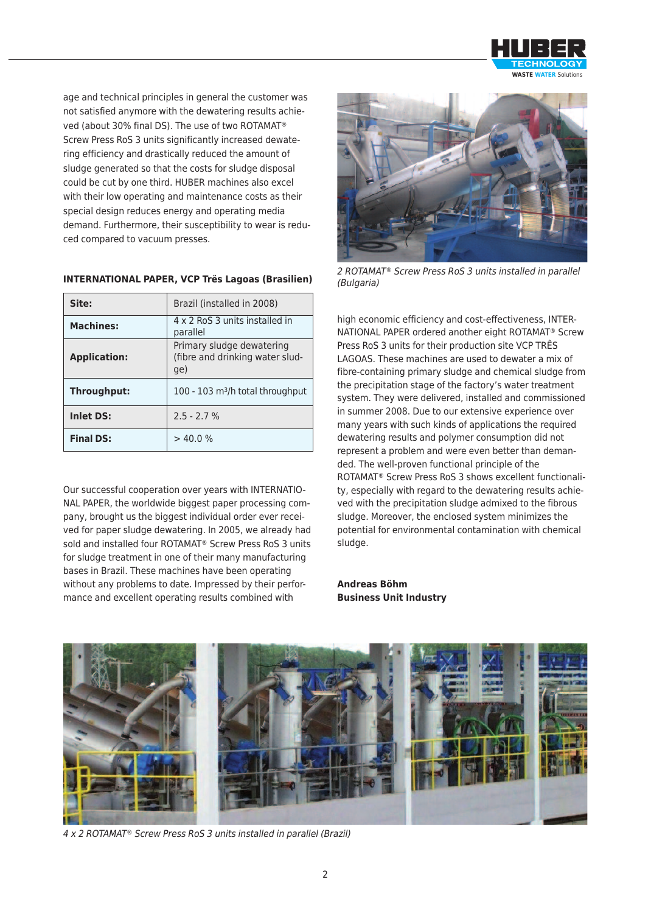age and technical principles in general the customer was not satisfied anymore with the dewatering results achieved (about 30% final DS). The use of two ROTAMAT® Screw Press RoS 3 units significantly increased dewatering efficiency and drastically reduced the amount of sludge generated so that the costs for sludge disposal could be cut by one third. HUBER machines also excel with their low operating and maintenance costs as their special design reduces energy and operating media demand. Furthermore, their susceptibility to wear is reduced compared to vacuum presses.

*2 ROTAMAT® Screw Press RoS 3 units installed in parallel (Bulgaria)*

**INTERNATIONAL PAPER, VCP Três Lagoas (Brasilien)**

| | |
|---|---|
| **Site:** | Brazil (installed in 2008) |
| **Machines:** | 4 x 2 RoS 3 units installed in parallel |
| **Application:** | Primary sludge dewatering (fibre and drinking water sludge) |
| **Throughput:** | 100 - 103 m³/h total throughput |
| **Inlet DS:** | 2.5 - 2.7 % |
| **Final DS:** | > 40.0 % |

Our successful cooperation over years with INTERNATIONAL PAPER, the worldwide biggest paper processing company, brought us the biggest individual order ever received for paper sludge dewatering. In 2005, we already had sold and installed four ROTAMAT® Screw Press RoS 3 units for sludge treatment in one of their many manufacturing bases in Brazil. These machines have been operating without any problems to date. Impressed by their performance and excellent operating results combined with high economic efficiency and cost-effectiveness, INTERNATIONAL PAPER ordered another eight ROTAMAT® Screw Press RoS 3 units for their production site VCP TRÊS LAGOAS. These machines are used to dewater a mix of fibre-containing primary sludge and chemical sludge from the precipitation stage of the factory's water treatment system. They were delivered, installed and commissioned in summer 2008. Due to our extensive experience over many years with such kinds of applications the required dewatering results and polymer consumption did not represent a problem and were even better than demanded. The well-proven functional principle of the ROTAMAT® Screw Press RoS 3 shows excellent functionality, especially with regard to the dewatering results achieved with the precipitation sludge admixed to the fibrous sludge. Moreover, the enclosed system minimizes the potential for environmental contamination with chemical sludge.

**Andreas Böhm**
**Business Unit Industry**

*4 x 2 ROTAMAT® Screw Press RoS 3 units installed in parallel (Brazil)*